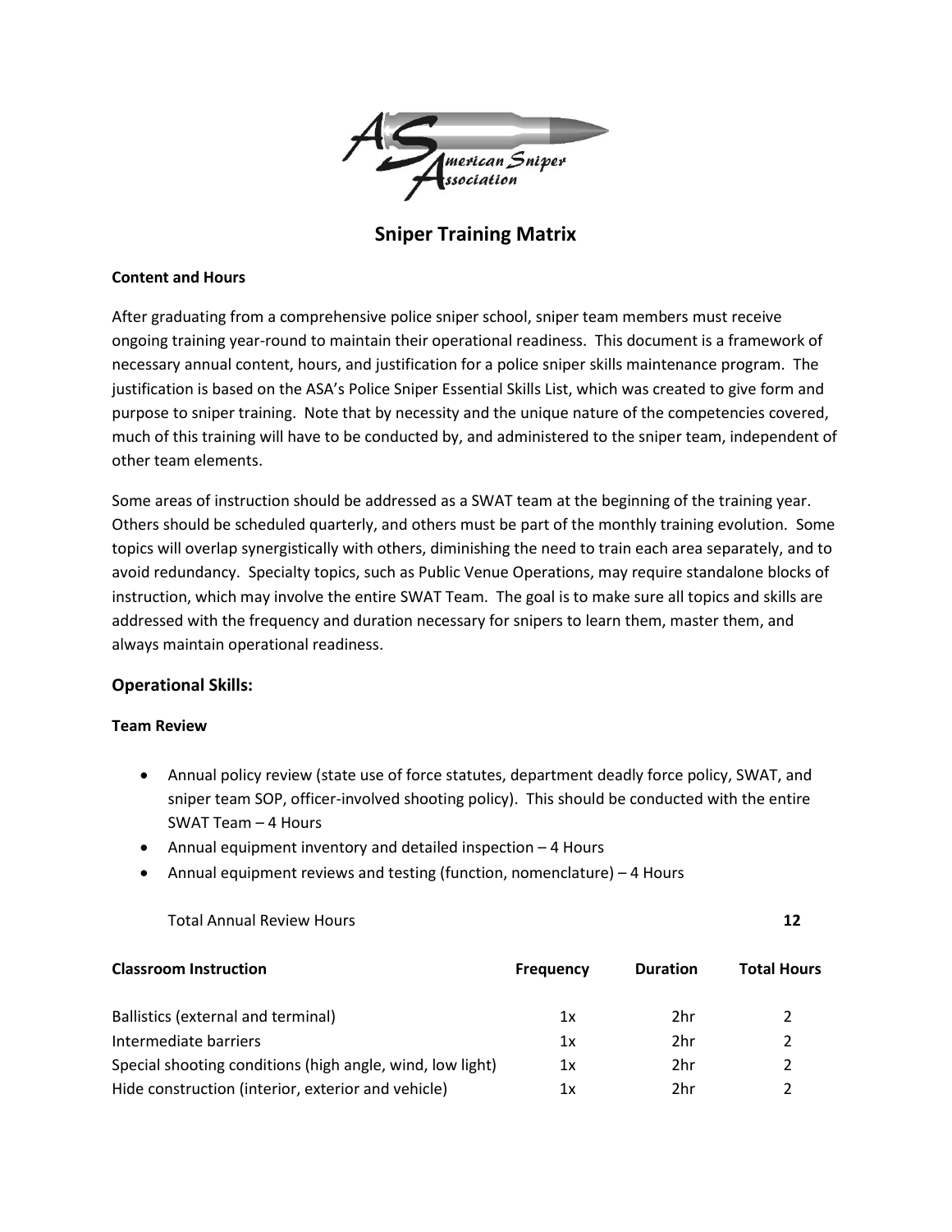# Sniper Training Matrix

**Content and Hours**

After graduating from a comprehensive police sniper school, sniper team members must receive ongoing training year-round to maintain their operational readiness. This document is a framework of necessary annual content, hours, and justification for a police sniper skills maintenance program. The justification is based on the ASA's Police Sniper Essential Skills List, which was created to give form and purpose to sniper training. Note that by necessity and the unique nature of the competencies covered, much of this training will have to be conducted by, and administered to the sniper team, independent of other team elements.

Some areas of instruction should be addressed as a SWAT team at the beginning of the training year. Others should be scheduled quarterly, and others must be part of the monthly training evolution. Some topics will overlap synergistically with others, diminishing the need to train each area separately, and to avoid redundancy. Specialty topics, such as Public Venue Operations, may require standalone blocks of instruction, which may involve the entire SWAT Team. The goal is to make sure all topics and skills are addressed with the frequency and duration necessary for snipers to learn them, master them, and always maintain operational readiness.

## Operational Skills:

**Team Review**

- Annual policy review (state use of force statutes, department deadly force policy, SWAT, and sniper team SOP, officer-involved shooting policy). This should be conducted with the entire SWAT Team – 4 Hours
- Annual equipment inventory and detailed inspection – 4 Hours
- Annual equipment reviews and testing (function, nomenclature) – 4 Hours

Total Annual Review Hours **12**

| **Classroom Instruction** | **Frequency** | **Duration** | **Total Hours** |
|---|---|---|---|
| Ballistics (external and terminal) | 1x | 2hr | 2 |
| Intermediate barriers | 1x | 2hr | 2 |
| Special shooting conditions (high angle, wind, low light) | 1x | 2hr | 2 |
| Hide construction (interior, exterior and vehicle) | 1x | 2hr | 2 |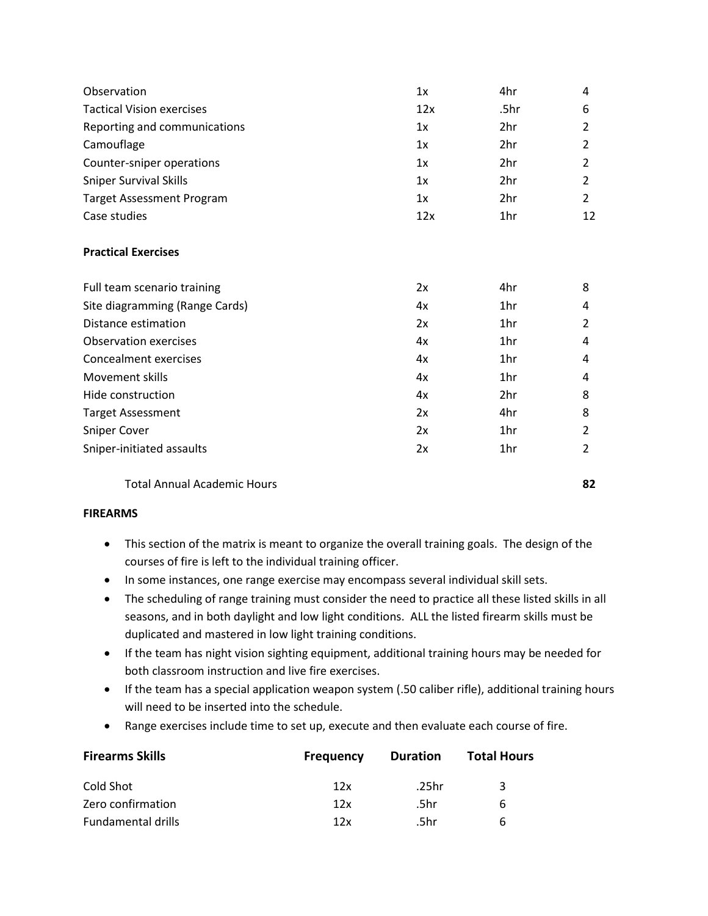| | | | |
|---|---|---|---|
| Observation | 1x | 4hr | 4 |
| Tactical Vision exercises | 12x | .5hr | 6 |
| Reporting and communications | 1x | 2hr | 2 |
| Camouflage | 1x | 2hr | 2 |
| Counter-sniper operations | 1x | 2hr | 2 |
| Sniper Survival Skills | 1x | 2hr | 2 |
| Target Assessment Program | 1x | 2hr | 2 |
| Case studies | 12x | 1hr | 12 |
| **Practical Exercises** | | | |
| Full team scenario training | 2x | 4hr | 8 |
| Site diagramming (Range Cards) | 4x | 1hr | 4 |
| Distance estimation | 2x | 1hr | 2 |
| Observation exercises | 4x | 1hr | 4 |
| Concealment exercises | 4x | 1hr | 4 |
| Movement skills | 4x | 1hr | 4 |
| Hide construction | 4x | 2hr | 8 |
| Target Assessment | 2x | 4hr | 8 |
| Sniper Cover | 2x | 1hr | 2 |
| Sniper-initiated assaults | 2x | 1hr | 2 |
| Total Annual Academic Hours | | | **82** |

**FIREARMS**

- This section of the matrix is meant to organize the overall training goals. The design of the courses of fire is left to the individual training officer.
- In some instances, one range exercise may encompass several individual skill sets.
- The scheduling of range training must consider the need to practice all these listed skills in all seasons, and in both daylight and low light conditions. ALL the listed firearm skills must be duplicated and mastered in low light training conditions.
- If the team has night vision sighting equipment, additional training hours may be needed for both classroom instruction and live fire exercises.
- If the team has a special application weapon system (.50 caliber rifle), additional training hours will need to be inserted into the schedule.
- Range exercises include time to set up, execute and then evaluate each course of fire.

| Firearms Skills | Frequency | Duration | Total Hours |
|---|---|---|---|
| Cold Shot | 12x | .25hr | 3 |
| Zero confirmation | 12x | .5hr | 6 |
| Fundamental drills | 12x | .5hr | 6 |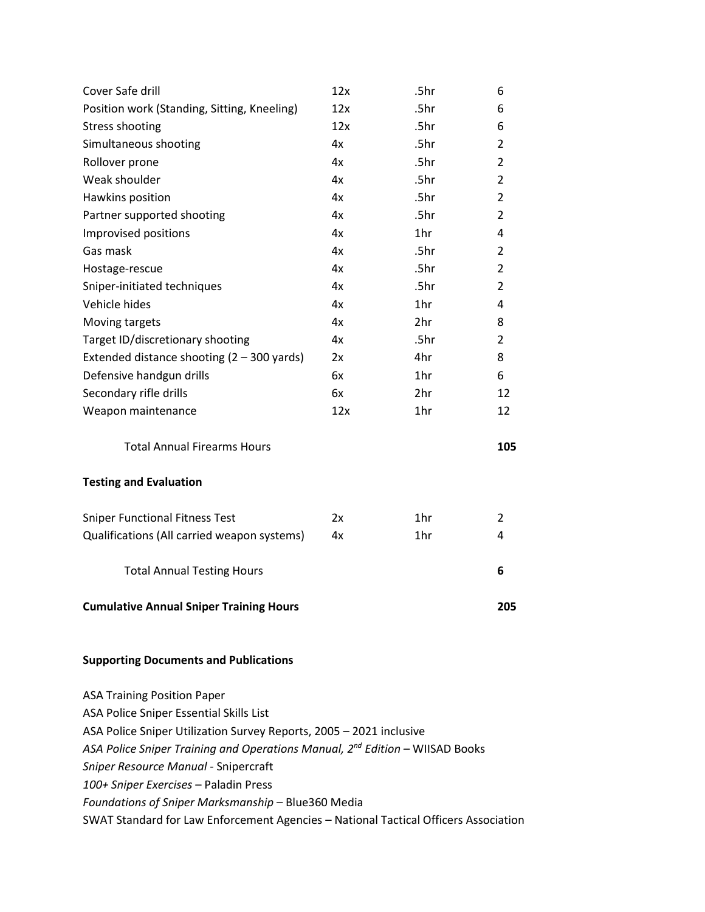| | | | |
|---|---|---|---|
| Cover Safe drill | 12x | .5hr | 6 |
| Position work (Standing, Sitting, Kneeling) | 12x | .5hr | 6 |
| Stress shooting | 12x | .5hr | 6 |
| Simultaneous shooting | 4x | .5hr | 2 |
| Rollover prone | 4x | .5hr | 2 |
| Weak shoulder | 4x | .5hr | 2 |
| Hawkins position | 4x | .5hr | 2 |
| Partner supported shooting | 4x | .5hr | 2 |
| Improvised positions | 4x | 1hr | 4 |
| Gas mask | 4x | .5hr | 2 |
| Hostage-rescue | 4x | .5hr | 2 |
| Sniper-initiated techniques | 4x | .5hr | 2 |
| Vehicle hides | 4x | 1hr | 4 |
| Moving targets | 4x | 2hr | 8 |
| Target ID/discretionary shooting | 4x | .5hr | 2 |
| Extended distance shooting (2 – 300 yards) | 2x | 4hr | 8 |
| Defensive handgun drills | 6x | 1hr | 6 |
| Secondary rifle drills | 6x | 2hr | 12 |
| Weapon maintenance | 12x | 1hr | 12 |
| Total Annual Firearms Hours | | | **105** |

**Testing and Evaluation**

| | | | |
|---|---|---|---|
| Sniper Functional Fitness Test | 2x | 1hr | 2 |
| Qualifications (All carried weapon systems) | 4x | 1hr | 4 |
| Total Annual Testing Hours | | | **6** |

| | |
|---|---|
| **Cumulative Annual Sniper Training Hours** | **205** |

**Supporting Documents and Publications**

ASA Training Position Paper
ASA Police Sniper Essential Skills List
ASA Police Sniper Utilization Survey Reports, 2005 – 2021 inclusive
*ASA Police Sniper Training and Operations Manual, 2nd Edition* – WIISAD Books
*Sniper Resource Manual* - Snipercraft
*100+ Sniper Exercises* – Paladin Press
*Foundations of Sniper Marksmanship* – Blue360 Media
SWAT Standard for Law Enforcement Agencies – National Tactical Officers Association